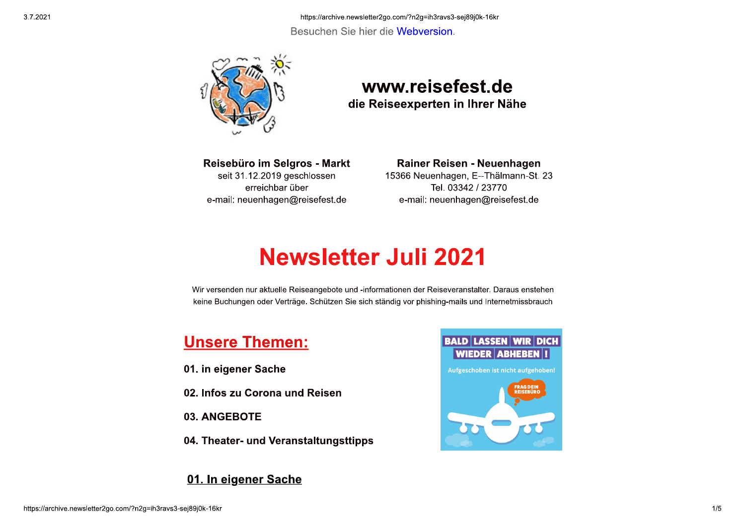Besuchen Sie hier die Webversion.

**www.reisefest.de**

**die Reiseexperten in Ihrer Nähe**

**Reisebüro im Selgros - Markt**
seit 31.12.2019 geschlossen
erreichbar über
e-mail: neuenhagen@reisefest.de

**Rainer Reisen - Neuenhagen**
15366 Neuenhagen, E--Thälmann-St. 23
Tel. 03342 / 23770
e-mail: neuenhagen@reisefest.de

# Newsletter Juli 2021

Wir versenden nur aktuelle Reiseangebote und -informationen der Reiseveranstalter. Daraus enstehen keine Buchungen oder Verträge. Schützen Sie sich ständig vor phishing-mails und Internetmissbrauch

## Unsere Themen:

**01. in eigener Sache**

**02. Infos zu Corona und Reisen**

**03. ANGEBOTE**

**04. Theater- und Veranstaltungsttipps**

BALD LASSEN WIR DICH WIEDER ABHEBEN!

Aufgeschoben ist nicht aufgehoben!

FRAG DEIN REISEBÜRO

## 01. In eigener Sache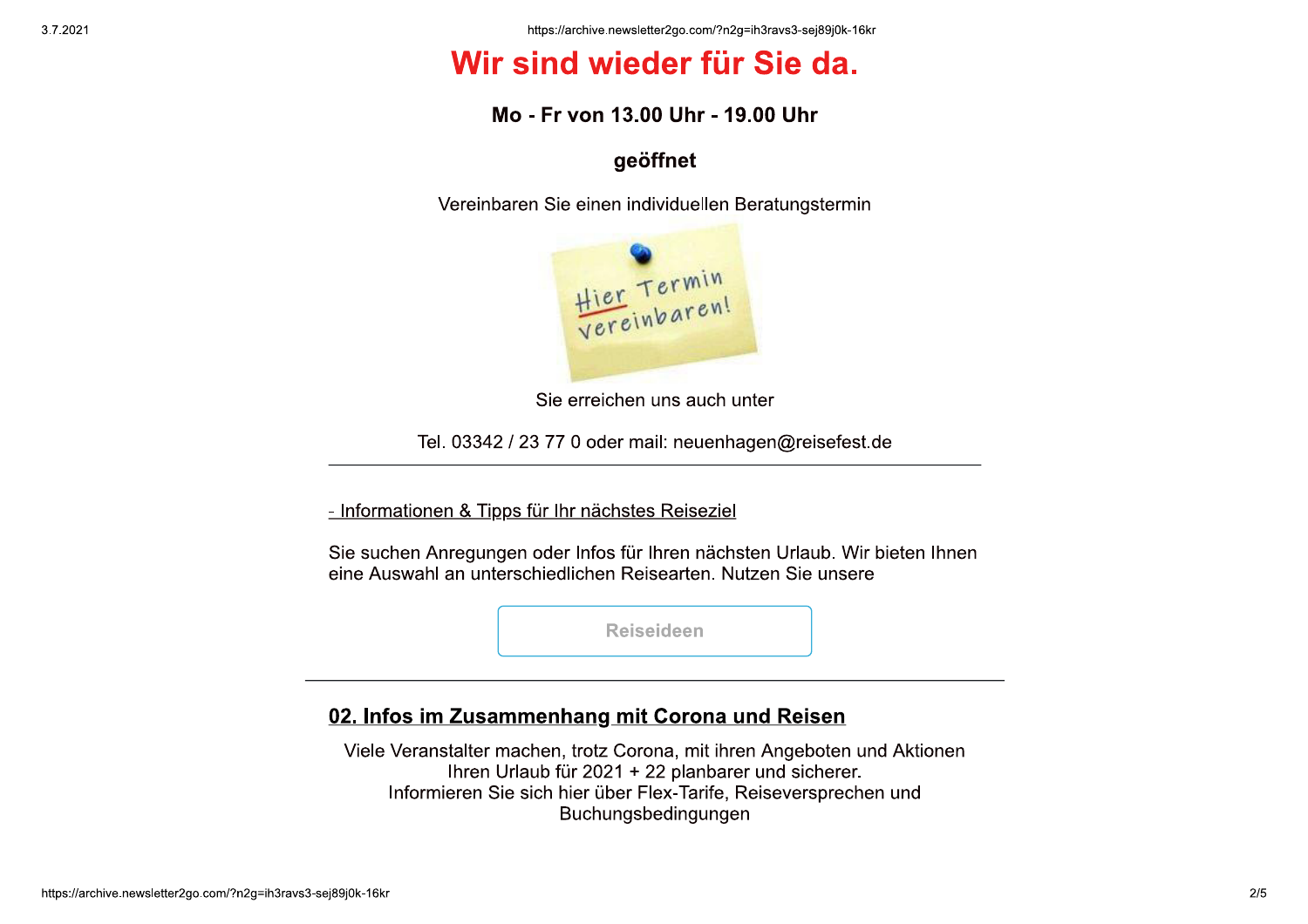# Wir sind wieder für Sie da.

**Mo - Fr von 13.00 Uhr - 19.00 Uhr**

**geöffnet**

Vereinbaren Sie einen individuellen Beratungstermin

Hier Termin vereinbaren!

Sie erreichen uns auch unter

Tel. 03342 / 23 77 0 oder mail: neuenhagen@reisefest.de

---

- Informationen & Tipps für Ihr nächstes Reiseziel

Sie suchen Anregungen oder Infos für Ihren nächsten Urlaub. Wir bieten Ihnen eine Auswahl an unterschiedlichen Reisearten. Nutzen Sie unsere

Reiseideen

---

## 02. Infos im Zusammenhang mit Corona und Reisen

Viele Veranstalter machen, trotz Corona, mit ihren Angeboten und Aktionen Ihren Urlaub für 2021 + 22 planbarer und sicherer.
Informieren Sie sich hier über Flex-Tarife, Reiseversprechen und Buchungsbedingungen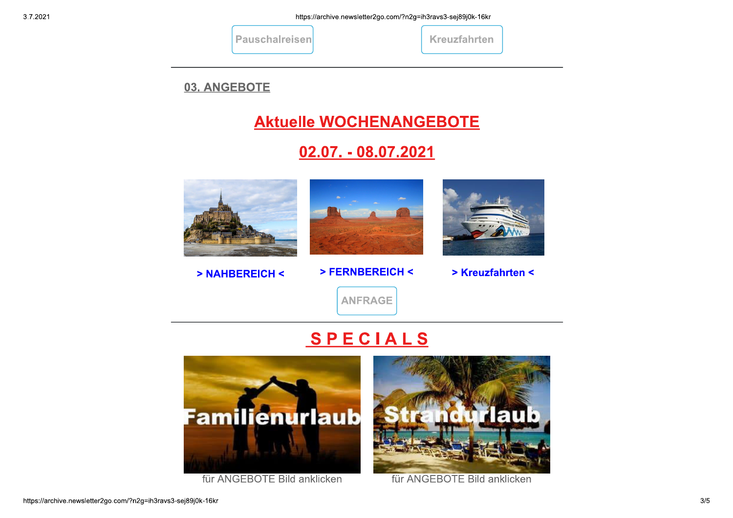Pauschalreisen

Kreuzfahrten

---

## 03. ANGEBOTE

## Aktuelle WOCHENANGEBOTE

## 02.07. - 08.07.2021

**> NAHBEREICH <**

**> FERNBEREICH <**

**> Kreuzfahrten <**

ANFRAGE

---

## S P E C I A L S

Familienurlaub

für ANGEBOTE Bild anklicken

Strandurlaub

für ANGEBOTE Bild anklicken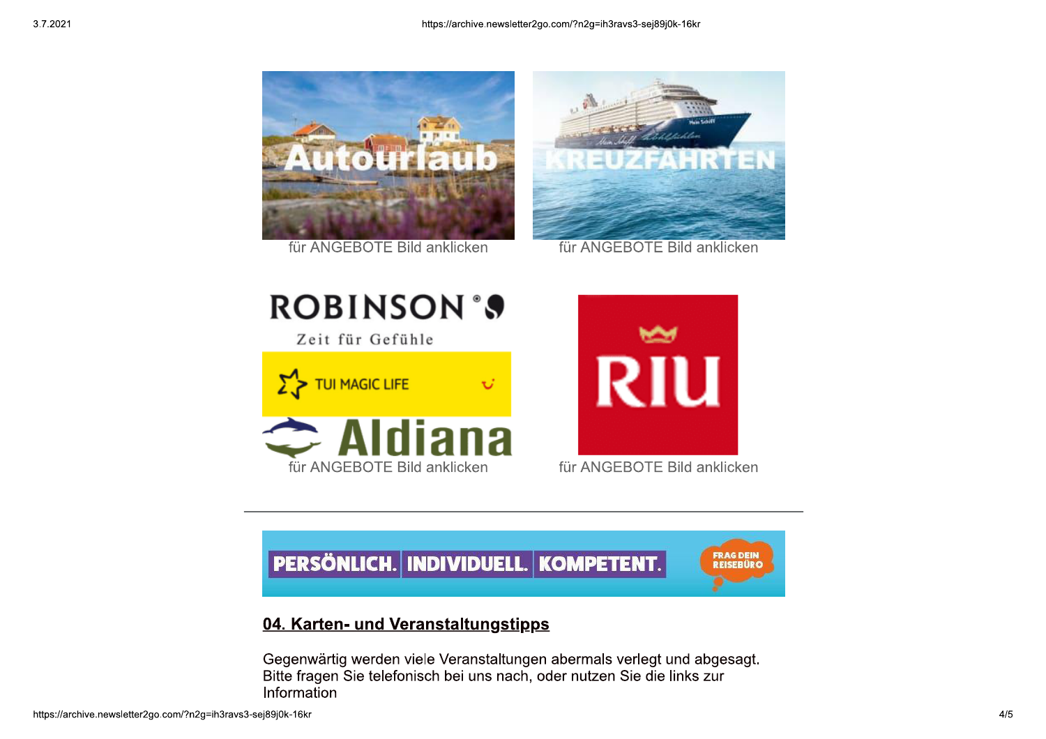Autourlaub

für ANGEBOTE Bild anklicken

KREUZFAHRTEN

für ANGEBOTE Bild anklicken

ROBINSON

Zeit für Gefühle

TUI MAGIC LIFE

Aldiana

für ANGEBOTE Bild anklicken

RIU

für ANGEBOTE Bild anklicken

---

PERSÖNLICH. INDIVIDUELL. KOMPETENT. FRAG DEIN REISEBÜRO

## 04. Karten- und Veranstaltungstipps

Gegenwärtig werden viele Veranstaltungen abermals verlegt und abgesagt. Bitte fragen Sie telefonisch bei uns nach, oder nutzen Sie die links zur Information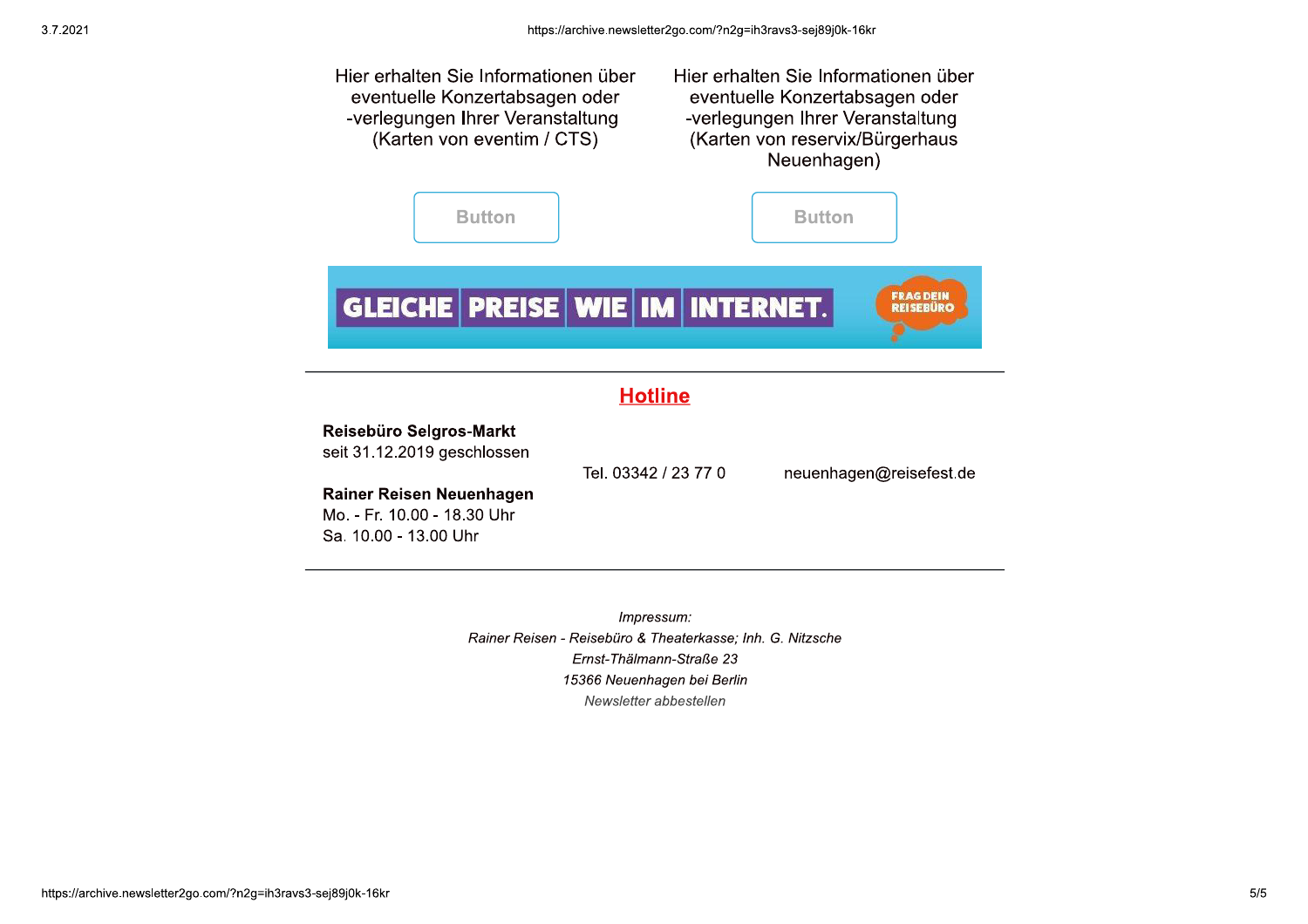Hier erhalten Sie Informationen über eventuelle Konzertabsagen oder -verlegungen Ihrer Veranstaltung (Karten von eventim / CTS)

Button

Hier erhalten Sie Informationen über eventuelle Konzertabsagen oder -verlegungen Ihrer Veranstaltung (Karten von reservix/Bürgerhaus Neuenhagen)

Button

GLEICHE PREISE WIE IM INTERNET.

FRAG DEIN REISEBÜRO

---

## Hotline

**Reisebüro Selgros-Markt**
seit 31.12.2019 geschlossen

**Rainer Reisen Neuenhagen**
Mo. - Fr. 10.00 - 18.30 Uhr
Sa. 10.00 - 13.00 Uhr

Tel. 03342 / 23 77 0

neuenhagen@reisefest.de

---

*Impressum:*
*Rainer Reisen - Reisebüro & Theaterkasse; Inh. G. Nitzsche*
*Ernst-Thälmann-Straße 23*
*15366 Neuenhagen bei Berlin*
*Newsletter abbestellen*